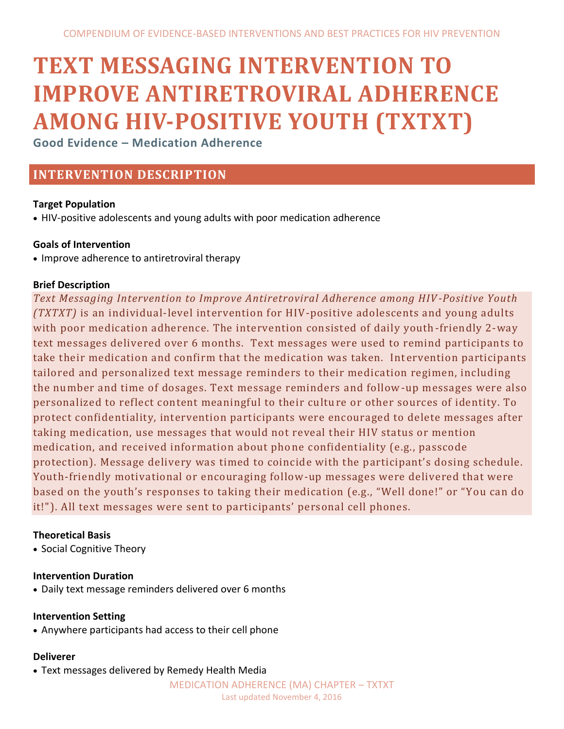# TEXT MESSAGING INTERVENTION TO IMPROVE ANTIRETROVIRAL ADHERENCE AMONG HIV-POSITIVE YOUTH (TXTXT)

**Good Evidence – Medication Adherence**

## INTERVENTION DESCRIPTION

**Target Population**

- HIV-positive adolescents and young adults with poor medication adherence

**Goals of Intervention**

- Improve adherence to antiretroviral therapy

**Brief Description**

*Text Messaging Intervention to Improve Antiretroviral Adherence among HIV-Positive Youth (TXTXT)* is an individual-level intervention for HIV-positive adolescents and young adults with poor medication adherence. The intervention consisted of daily youth-friendly 2-way text messages delivered over 6 months. Text messages were used to remind participants to take their medication and confirm that the medication was taken. Intervention participants tailored and personalized text message reminders to their medication regimen, including the number and time of dosages. Text message reminders and follow-up messages were also personalized to reflect content meaningful to their culture or other sources of identity. To protect confidentiality, intervention participants were encouraged to delete messages after taking medication, use messages that would not reveal their HIV status or mention medication, and received information about phone confidentiality (e.g., passcode protection). Message delivery was timed to coincide with the participant's dosing schedule. Youth-friendly motivational or encouraging follow-up messages were delivered that were based on the youth's responses to taking their medication (e.g., "Well done!" or "You can do it!"). All text messages were sent to participants' personal cell phones.

**Theoretical Basis**

- Social Cognitive Theory

**Intervention Duration**

- Daily text message reminders delivered over 6 months

**Intervention Setting**

- Anywhere participants had access to their cell phone

**Deliverer**

- Text messages delivered by Remedy Health Media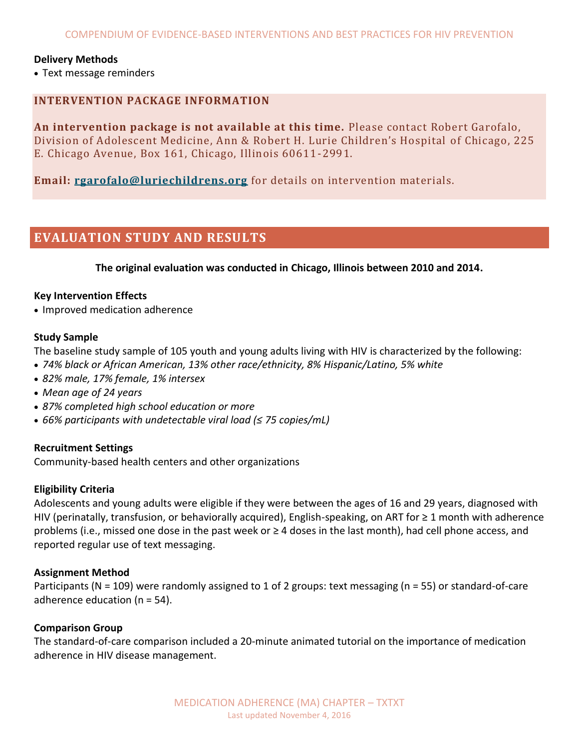**Delivery Methods**

- Text message reminders

## INTERVENTION PACKAGE INFORMATION

**An intervention package is not available at this time.** Please contact Robert Garofalo, Division of Adolescent Medicine, Ann & Robert H. Lurie Children's Hospital of Chicago, 225 E. Chicago Avenue, Box 161, Chicago, Illinois 60611-2991.

**Email: rgarofalo@luriechildrens.org** for details on intervention materials.

## EVALUATION STUDY AND RESULTS

**The original evaluation was conducted in Chicago, Illinois between 2010 and 2014.**

**Key Intervention Effects**

- Improved medication adherence

**Study Sample**

The baseline study sample of 105 youth and young adults living with HIV is characterized by the following:

- *74% black or African American, 13% other race/ethnicity, 8% Hispanic/Latino, 5% white*
- *82% male, 17% female, 1% intersex*
- *Mean age of 24 years*
- *87% completed high school education or more*
- *66% participants with undetectable viral load (≤ 75 copies/mL)*

**Recruitment Settings**

Community-based health centers and other organizations

**Eligibility Criteria**

Adolescents and young adults were eligible if they were between the ages of 16 and 29 years, diagnosed with HIV (perinatally, transfusion, or behaviorally acquired), English-speaking, on ART for ≥ 1 month with adherence problems (i.e., missed one dose in the past week or ≥ 4 doses in the last month), had cell phone access, and reported regular use of text messaging.

**Assignment Method**

Participants (N = 109) were randomly assigned to 1 of 2 groups: text messaging (n = 55) or standard-of-care adherence education (n = 54).

**Comparison Group**

The standard-of-care comparison included a 20-minute animated tutorial on the importance of medication adherence in HIV disease management.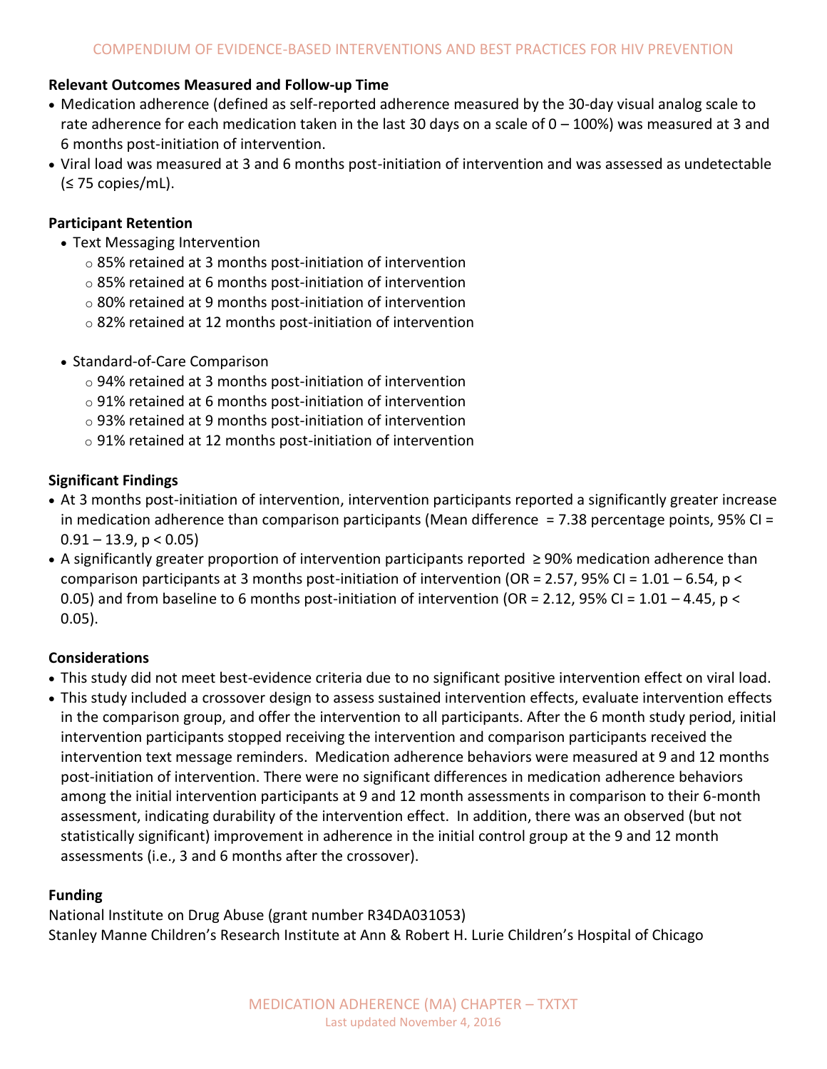**Relevant Outcomes Measured and Follow-up Time**

- Medication adherence (defined as self-reported adherence measured by the 30-day visual analog scale to rate adherence for each medication taken in the last 30 days on a scale of 0 – 100%) was measured at 3 and 6 months post-initiation of intervention.
- Viral load was measured at 3 and 6 months post-initiation of intervention and was assessed as undetectable (≤ 75 copies/mL).

**Participant Retention**

- Text Messaging Intervention
  - 85% retained at 3 months post-initiation of intervention
  - 85% retained at 6 months post-initiation of intervention
  - 80% retained at 9 months post-initiation of intervention
  - 82% retained at 12 months post-initiation of intervention
- Standard-of-Care Comparison
  - 94% retained at 3 months post-initiation of intervention
  - 91% retained at 6 months post-initiation of intervention
  - 93% retained at 9 months post-initiation of intervention
  - 91% retained at 12 months post-initiation of intervention

**Significant Findings**

- At 3 months post-initiation of intervention, intervention participants reported a significantly greater increase in medication adherence than comparison participants (Mean difference = 7.38 percentage points, 95% CI = 0.91 – 13.9, $p < 0.05$)
- A significantly greater proportion of intervention participants reported ≥ 90% medication adherence than comparison participants at 3 months post-initiation of intervention (OR = 2.57, 95% CI = 1.01 – 6.54, $p < 0.05$) and from baseline to 6 months post-initiation of intervention (OR = 2.12, 95% CI = 1.01 – 4.45, $p < 0.05$).

**Considerations**

- This study did not meet best-evidence criteria due to no significant positive intervention effect on viral load.
- This study included a crossover design to assess sustained intervention effects, evaluate intervention effects in the comparison group, and offer the intervention to all participants. After the 6 month study period, initial intervention participants stopped receiving the intervention and comparison participants received the intervention text message reminders. Medication adherence behaviors were measured at 9 and 12 months post-initiation of intervention. There were no significant differences in medication adherence behaviors among the initial intervention participants at 9 and 12 month assessments in comparison to their 6-month assessment, indicating durability of the intervention effect. In addition, there was an observed (but not statistically significant) improvement in adherence in the initial control group at the 9 and 12 month assessments (i.e., 3 and 6 months after the crossover).

**Funding**

National Institute on Drug Abuse (grant number R34DA031053)
Stanley Manne Children's Research Institute at Ann & Robert H. Lurie Children's Hospital of Chicago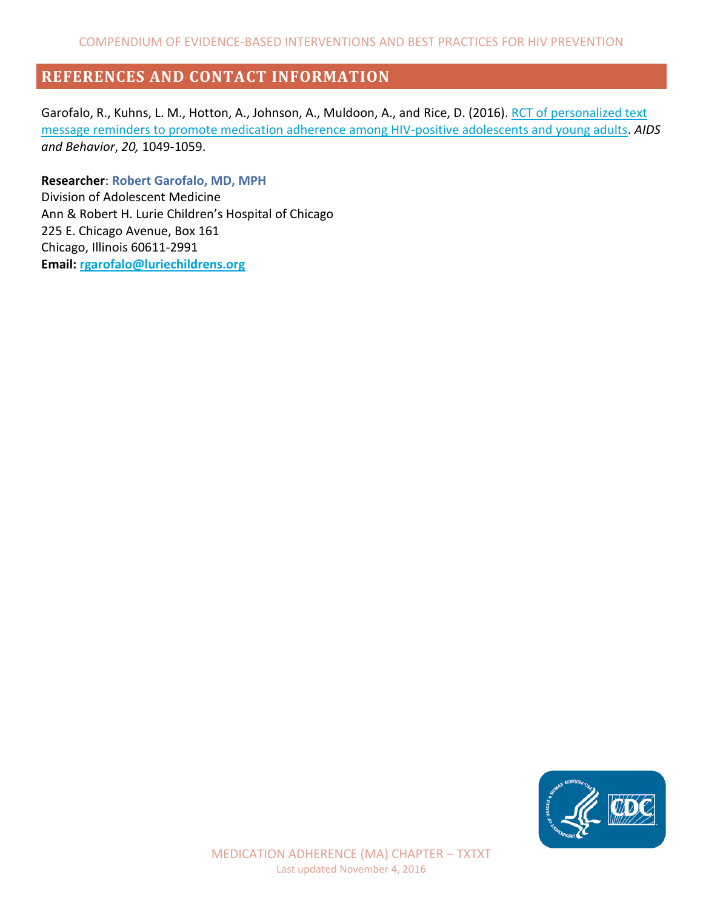## REFERENCES AND CONTACT INFORMATION

Garofalo, R., Kuhns, L. M., Hotton, A., Johnson, A., Muldoon, A., and Rice, D. (2016). [RCT of personalized text message reminders to promote medication adherence among HIV-positive adolescents and young adults](). *AIDS and Behavior*, *20,* 1049-1059.

**Researcher**: **Robert Garofalo, MD, MPH**
Division of Adolescent Medicine
Ann & Robert H. Lurie Children's Hospital of Chicago
225 E. Chicago Avenue, Box 161
Chicago, Illinois 60611-2991
**Email: rgarofalo@luriechildrens.org**